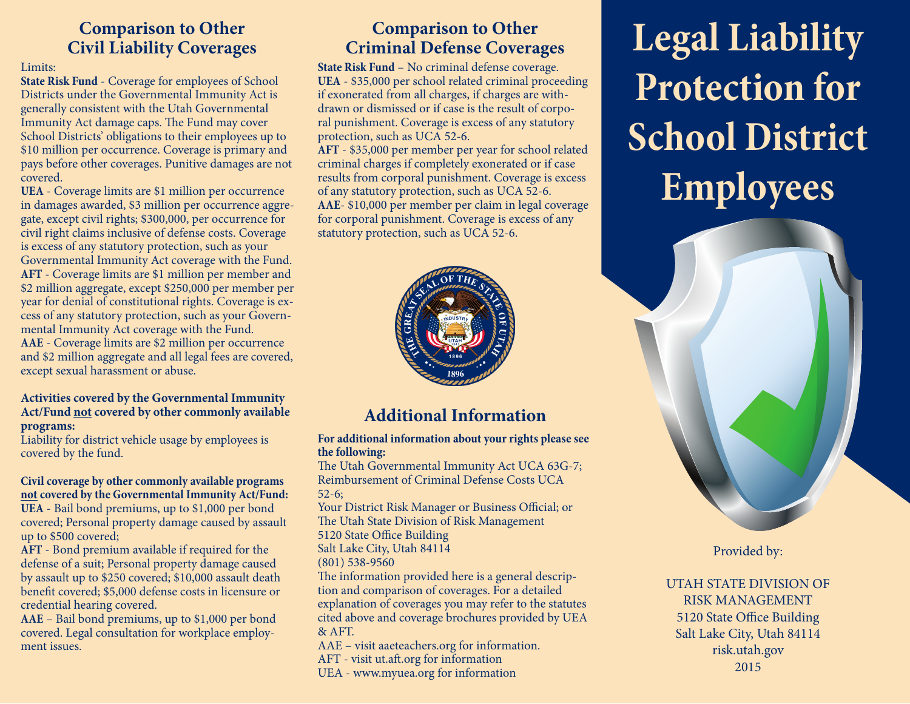# Legal Liability Protection for School District Employees

## Comparison to Other Civil Liability Coverages

Limits:

**State Risk Fund** - Coverage for employees of School Districts under the Governmental Immunity Act is generally consistent with the Utah Governmental Immunity Act damage caps. The Fund may cover School Districts' obligations to their employees up to $10 million per occurrence. Coverage is primary and pays before other coverages. Punitive damages are not covered.

**UEA** - Coverage limits are $1 million per occurrence in damages awarded, $3 million per occurrence aggregate, except civil rights; $300,000, per occurrence for civil right claims inclusive of defense costs. Coverage is excess of any statutory protection, such as your Governmental Immunity Act coverage with the Fund.

**AFT** - Coverage limits are $1 million per member and $2 million aggregate, except $250,000 per member per year for denial of constitutional rights. Coverage is excess of any statutory protection, such as your Governmental Immunity Act coverage with the Fund.

**AAE** - Coverage limits are $2 million per occurrence and $2 million aggregate and all legal fees are covered, except sexual harassment or abuse.

**Activities covered by the Governmental Immunity Act/Fund not covered by other commonly available programs:**

Liability for district vehicle usage by employees is covered by the fund.

**Civil coverage by other commonly available programs not covered by the Governmental Immunity Act/Fund:**

**UEA** - Bail bond premiums, up to $1,000 per bond covered; Personal property damage caused by assault up to $500 covered;

**AFT** - Bond premium available if required for the defense of a suit; Personal property damage caused by assault up to $250 covered; $10,000 assault death benefit covered; $5,000 defense costs in licensure or credential hearing covered.

**AAE** – Bail bond premiums, up to $1,000 per bond covered. Legal consultation for workplace employment issues.

## Comparison to Other Criminal Defense Coverages

**State Risk Fund** – No criminal defense coverage.

**UEA** - $35,000 per school related criminal proceeding if exonerated from all charges, if charges are withdrawn or dismissed or if case is the result of corporal punishment. Coverage is excess of any statutory protection, such as UCA 52-6.

**AFT** - $35,000 per member per year for school related criminal charges if completely exonerated or if case results from corporal punishment. Coverage is excess of any statutory protection, such as UCA 52-6.

**AAE**- $10,000 per member per claim in legal coverage for corporal punishment. Coverage is excess of any statutory protection, such as UCA 52-6.

## Additional Information

**For additional information about your rights please see the following:**

The Utah Governmental Immunity Act UCA 63G-7;
Reimbursement of Criminal Defense Costs UCA 52-6;
Your District Risk Manager or Business Official; or
The Utah State Division of Risk Management
5120 State Office Building
Salt Lake City, Utah 84114
(801) 538-9560

The information provided here is a general description and comparison of coverages. For a detailed explanation of coverages you may refer to the statutes cited above and coverage brochures provided by UEA & AFT.

AAE – visit aaeteachers.org for information.
AFT - visit ut.aft.org for information
UEA - www.myuea.org for information

Provided by:

UTAH STATE DIVISION OF RISK MANAGEMENT
5120 State Office Building
Salt Lake City, Utah 84114
risk.utah.gov
2015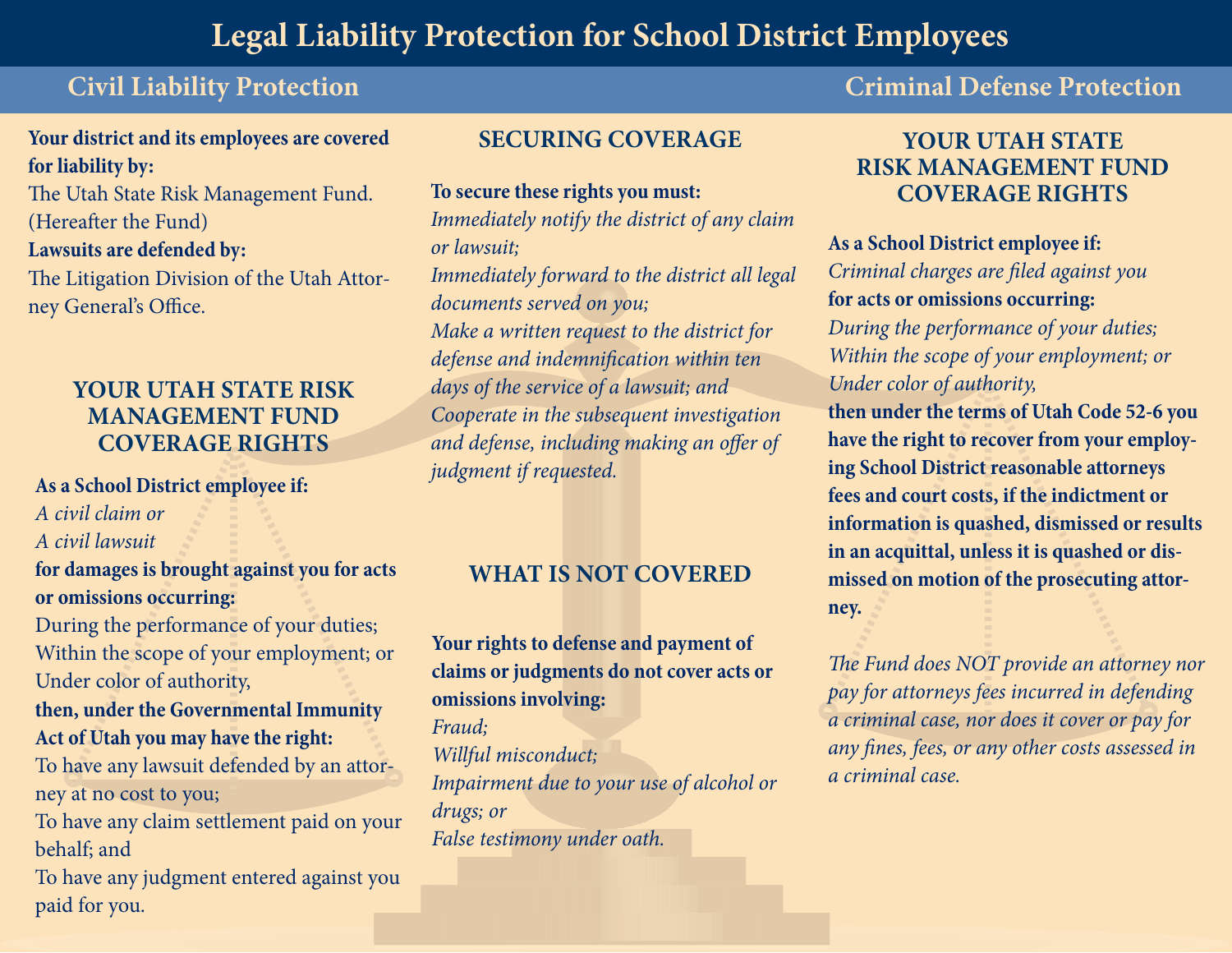# Legal Liability Protection for School District Employees

## Civil Liability Protection

**Your district and its employees are covered for liability by:**
The Utah State Risk Management Fund. (Hereafter the Fund)
**Lawsuits are defended by:**
The Litigation Division of the Utah Attorney General's Office.

### YOUR UTAH STATE RISK MANAGEMENT FUND COVERAGE RIGHTS

**As a School District employee if:**
*A civil claim or*
*A civil lawsuit*
**for damages is brought against you for acts or omissions occurring:**
During the performance of your duties;
Within the scope of your employment; or
Under color of authority,
**then, under the Governmental Immunity Act of Utah you may have the right:**
To have any lawsuit defended by an attorney at no cost to you;
To have any claim settlement paid on your behalf; and
To have any judgment entered against you paid for you.

### SECURING COVERAGE

**To secure these rights you must:**
*Immediately notify the district of any claim or lawsuit;*
*Immediately forward to the district all legal documents served on you;*
*Make a written request to the district for defense and indemnification within ten days of the service of a lawsuit; and*
*Cooperate in the subsequent investigation and defense, including making an offer of judgment if requested.*

### WHAT IS NOT COVERED

**Your rights to defense and payment of claims or judgments do not cover acts or omissions involving:**
*Fraud;*
*Willful misconduct;*
*Impairment due to your use of alcohol or drugs; or*
*False testimony under oath.*

## Criminal Defense Protection

### YOUR UTAH STATE RISK MANAGEMENT FUND COVERAGE RIGHTS

**As a School District employee if:**
*Criminal charges are filed against you*
**for acts or omissions occurring:**
*During the performance of your duties;*
*Within the scope of your employment; or*
*Under color of authority,*
**then under the terms of Utah Code 52-6 you have the right to recover from your employing School District reasonable attorneys fees and court costs, if the indictment or information is quashed, dismissed or results in an acquittal, unless it is quashed or dismissed on motion of the prosecuting attorney.**

*The Fund does NOT provide an attorney nor pay for attorneys fees incurred in defending a criminal case, nor does it cover or pay for any fines, fees, or any other costs assessed in a criminal case.*